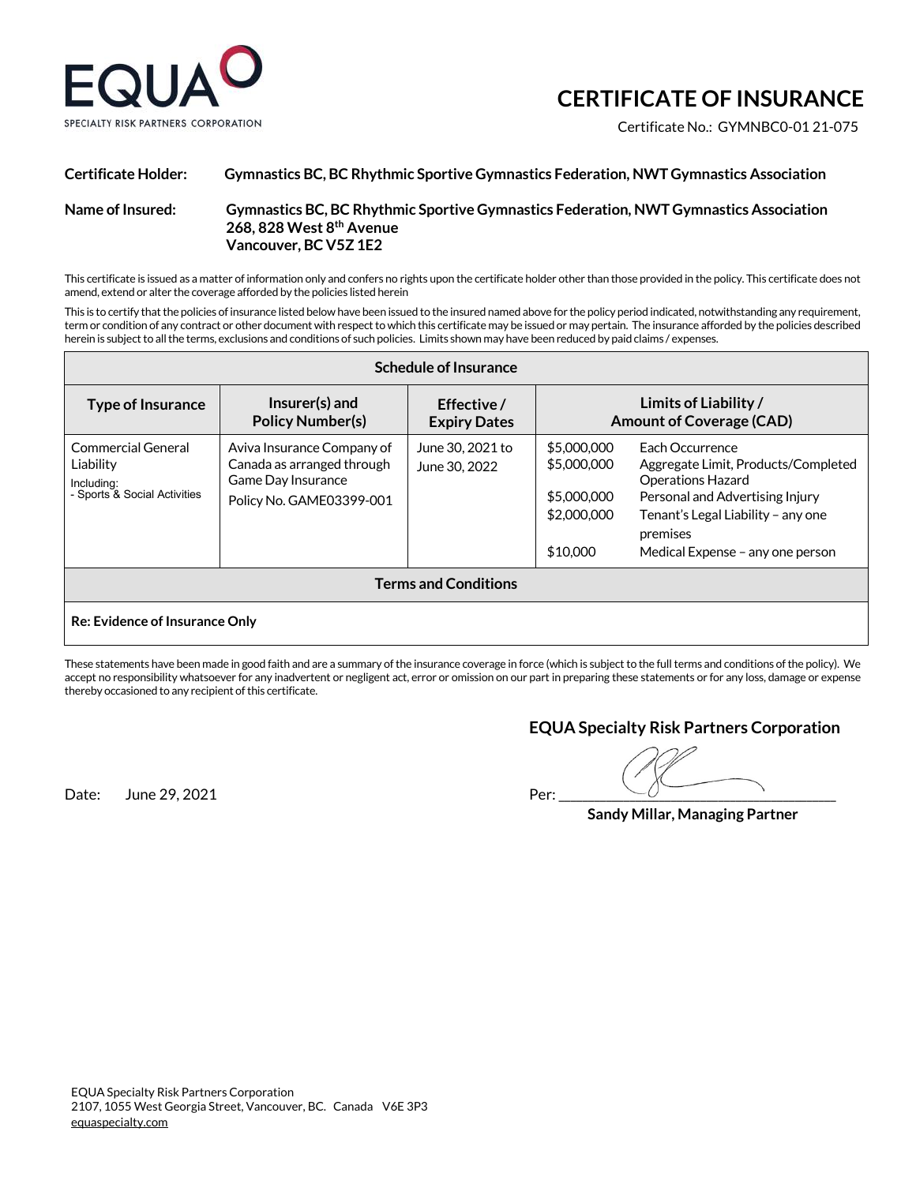EQUA

SPECIALTY RISK PARTNERS CORPORATION

# CERTIFICATE OF INSURANCE

Certificate No.: GYMNBC0-01 21-075

**Certificate Holder:** **Gymnastics BC, BC Rhythmic Sportive Gymnastics Federation, NWT Gymnastics Association**

**Name of Insured:** **Gymnastics BC, BC Rhythmic Sportive Gymnastics Federation, NWT Gymnastics Association**
**268, 828 West 8th Avenue**
**Vancouver, BC V5Z 1E2**

This certificate is issued as a matter of information only and confers no rights upon the certificate holder other than those provided in the policy. This certificate does not amend, extend or alter the coverage afforded by the policies listed herein

This is to certify that the policies of insurance listed below have been issued to the insured named above for the policy period indicated, notwithstanding any requirement, term or condition of any contract or other document with respect to which this certificate may be issued or may pertain. The insurance afforded by the policies described herein is subject to all the terms, exclusions and conditions of such policies. Limits shown may have been reduced by paid claims / expenses.

| Schedule of Insurance | | | | |
|---|---|---|---|---|
| **Type of Insurance** | **Insurer(s) and Policy Number(s)** | **Effective / Expiry Dates** | **Limits of Liability / Amount of Coverage (CAD)** | |
| Commercial General Liability<br>Including:<br>- Sports & Social Activities | Aviva Insurance Company of Canada as arranged through Game Day Insurance<br>Policy No. GAME03399-001 | June 30, 2021 to June 30, 2022 | $5,000,000<br>$5,000,000<br><br>$5,000,000<br>$2,000,000<br><br>$10,000 | Each Occurrence<br>Aggregate Limit, Products/Completed Operations Hazard<br>Personal and Advertising Injury<br>Tenant's Legal Liability – any one premises<br>Medical Expense – any one person |
| **Terms and Conditions** | | | | |
| **Re: Evidence of Insurance Only** | | | | |

These statements have been made in good faith and are a summary of the insurance coverage in force (which is subject to the full terms and conditions of the policy). We accept no responsibility whatsoever for any inadvertent or negligent act, error or omission on our part in preparing these statements or for any loss, damage or expense thereby occasioned to any recipient of this certificate.

**EQUA Specialty Risk Partners Corporation**

Date: June 29, 2021

Per: ______________________________________

**Sandy Millar, Managing Partner**

EQUA Specialty Risk Partners Corporation
2107, 1055 West Georgia Street, Vancouver, BC. Canada V6E 3P3
equaspecialty.com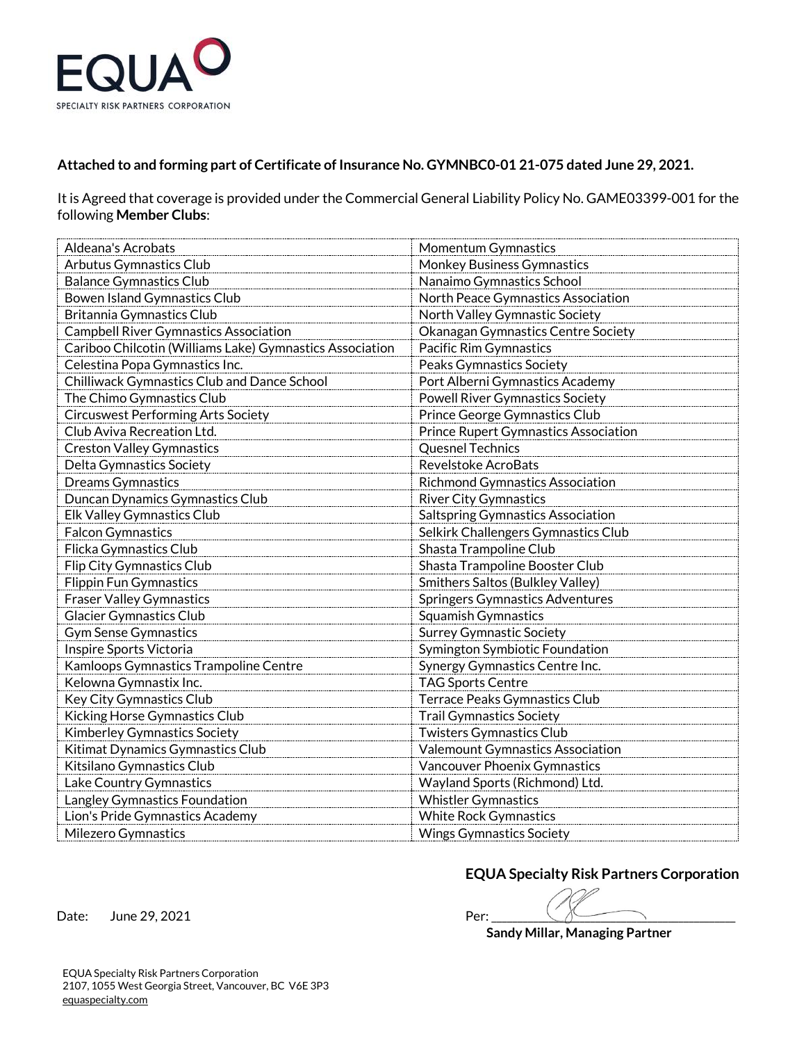EQUA

SPECIALTY RISK PARTNERS CORPORATION

**Attached to and forming part of Certificate of Insurance No. GYMNBC0-01 21-075 dated June 29, 2021.**

It is Agreed that coverage is provided under the Commercial General Liability Policy No. GAME03399-001 for the following **Member Clubs**:

| | |
|---|---|
| Aldeana's Acrobats | Momentum Gymnastics |
| Arbutus Gymnastics Club | Monkey Business Gymnastics |
| Balance Gymnastics Club | Nanaimo Gymnastics School |
| Bowen Island Gymnastics Club | North Peace Gymnastics Association |
| Britannia Gymnastics Club | North Valley Gymnastic Society |
| Campbell River Gymnastics Association | Okanagan Gymnastics Centre Society |
| Cariboo Chilcotin (Williams Lake) Gymnastics Association | Pacific Rim Gymnastics |
| Celestina Popa Gymnastics Inc. | Peaks Gymnastics Society |
| Chilliwack Gymnastics Club and Dance School | Port Alberni Gymnastics Academy |
| The Chimo Gymnastics Club | Powell River Gymnastics Society |
| Circuswest Performing Arts Society | Prince George Gymnastics Club |
| Club Aviva Recreation Ltd. | Prince Rupert Gymnastics Association |
| Creston Valley Gymnastics | Quesnel Technics |
| Delta Gymnastics Society | Revelstoke AcroBats |
| Dreams Gymnastics | Richmond Gymnastics Association |
| Duncan Dynamics Gymnastics Club | River City Gymnastics |
| Elk Valley Gymnastics Club | Saltspring Gymnastics Association |
| Falcon Gymnastics | Selkirk Challengers Gymnastics Club |
| Flicka Gymnastics Club | Shasta Trampoline Club |
| Flip City Gymnastics Club | Shasta Trampoline Booster Club |
| Flippin Fun Gymnastics | Smithers Saltos (Bulkley Valley) |
| Fraser Valley Gymnastics | Springers Gymnastics Adventures |
| Glacier Gymnastics Club | Squamish Gymnastics |
| Gym Sense Gymnastics | Surrey Gymnastic Society |
| Inspire Sports Victoria | Symington Symbiotic Foundation |
| Kamloops Gymnastics Trampoline Centre | Synergy Gymnastics Centre Inc. |
| Kelowna Gymnastix Inc. | TAG Sports Centre |
| Key City Gymnastics Club | Terrace Peaks Gymnastics Club |
| Kicking Horse Gymnastics Club | Trail Gymnastics Society |
| Kimberley Gymnastics Society | Twisters Gymnastics Club |
| Kitimat Dynamics Gymnastics Club | Valemount Gymnastics Association |
| Kitsilano Gymnastics Club | Vancouver Phoenix Gymnastics |
| Lake Country Gymnastics | Wayland Sports (Richmond) Ltd. |
| Langley Gymnastics Foundation | Whistler Gymnastics |
| Lion's Pride Gymnastics Academy | White Rock Gymnastics |
| Milezero Gymnastics | Wings Gymnastics Society |

**EQUA Specialty Risk Partners Corporation**

Date: June 29, 2021

Per: ____________________

**Sandy Millar, Managing Partner**

EQUA Specialty Risk Partners Corporation
2107, 1055 West Georgia Street, Vancouver, BC V6E 3P3
equaspecialty.com